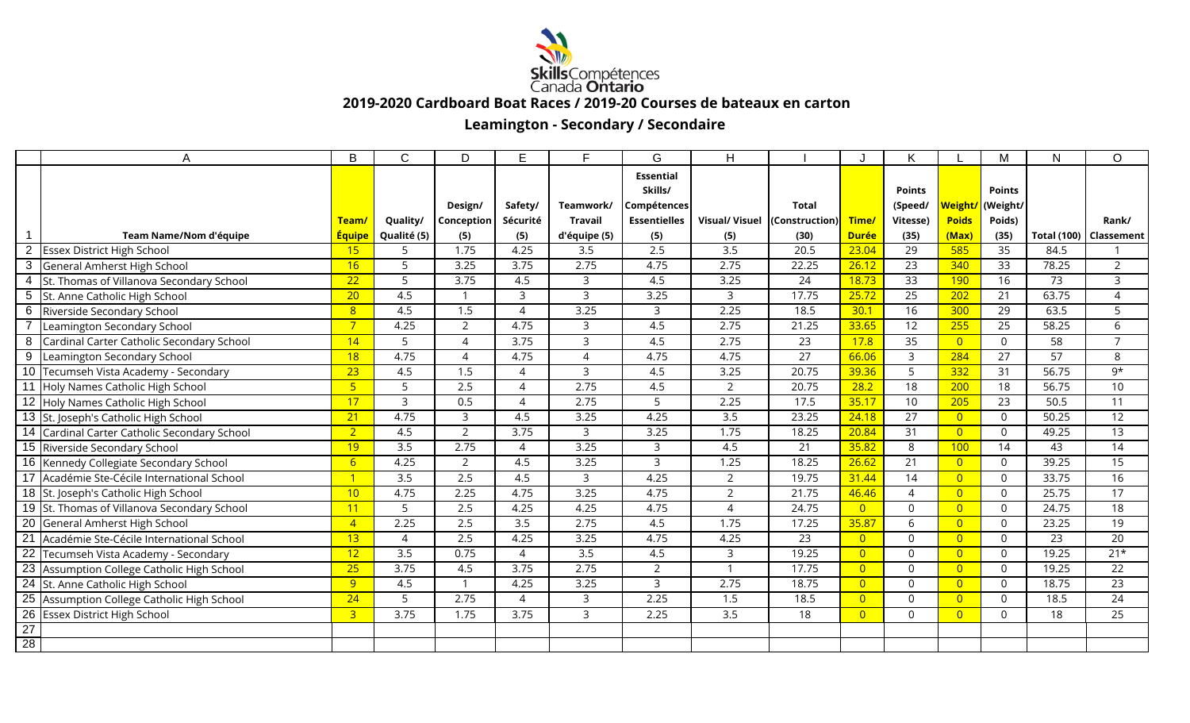# Skills Compétences Canada Ontario

## 2019-2020 Cardboard Boat Races / 2019-20 Courses de bateaux en carton

### Leamington - Secondary / Secondaire

| | A | B | C | D | E | F | G | H | I | J | K | L | M | N | O |
|---|---|---|---|---|---|---|---|---|---|---|---|---|---|---|---|
| 1 | Team Name/Nom d'équipe | Team/ Équipe | Quality/ Qualité (5) | Design/ Conception (5) | Safety/ Sécurité (5) | Teamwork/ Travail d'équipe (5) | Essential Skills/ Compétences Essentielles (5) | Visual/ Visuel (5) | Total (Construction) (30) | Time/ Durée | Points (Speed/ Vitesse) (35) | Weight/ Poids (Max) | Points (Weight/ Poids) (35) | Total (100) | Rank/ Classement |
| 2 | Essex District High School | 15 | 5 | 1.75 | 4.25 | 3.5 | 2.5 | 3.5 | 20.5 | 23.04 | 29 | 585 | 35 | 84.5 | 1 |
| 3 | General Amherst High School | 16 | 5 | 3.25 | 3.75 | 2.75 | 4.75 | 2.75 | 22.25 | 26.12 | 23 | 340 | 33 | 78.25 | 2 |
| 4 | St. Thomas of Villanova Secondary School | 22 | 5 | 3.75 | 4.5 | 3 | 4.5 | 3.25 | 24 | 18.73 | 33 | 190 | 16 | 73 | 3 |
| 5 | St. Anne Catholic High School | 20 | 4.5 | 1 | 3 | 3 | 3.25 | 3 | 17.75 | 25.72 | 25 | 202 | 21 | 63.75 | 4 |
| 6 | Riverside Secondary School | 8 | 4.5 | 1.5 | 4 | 3.25 | 3 | 2.25 | 18.5 | 30.1 | 16 | 300 | 29 | 63.5 | 5 |
| 7 | Leamington Secondary School | 7 | 4.25 | 2 | 4.75 | 3 | 4.5 | 2.75 | 21.25 | 33.65 | 12 | 255 | 25 | 58.25 | 6 |
| 8 | Cardinal Carter Catholic Secondary School | 14 | 5 | 4 | 3.75 | 3 | 4.5 | 2.75 | 23 | 17.8 | 35 | 0 | 0 | 58 | 7 |
| 9 | Leamington Secondary School | 18 | 4.75 | 4 | 4.75 | 4 | 4.75 | 4.75 | 27 | 66.06 | 3 | 284 | 27 | 57 | 8 |
| 10 | Tecumseh Vista Academy - Secondary | 23 | 4.5 | 1.5 | 4 | 3 | 4.5 | 3.25 | 20.75 | 39.36 | 5 | 332 | 31 | 56.75 | 9* |
| 11 | Holy Names Catholic High School | 5 | 5 | 2.5 | 4 | 2.75 | 4.5 | 2 | 20.75 | 28.2 | 18 | 200 | 18 | 56.75 | 10 |
| 12 | Holy Names Catholic High School | 17 | 3 | 0.5 | 4 | 2.75 | 5 | 2.25 | 17.5 | 35.17 | 10 | 205 | 23 | 50.5 | 11 |
| 13 | St. Joseph's Catholic High School | 21 | 4.75 | 3 | 4.5 | 3.25 | 4.25 | 3.5 | 23.25 | 24.18 | 27 | 0 | 0 | 50.25 | 12 |
| 14 | Cardinal Carter Catholic Secondary School | 2 | 4.5 | 2 | 3.75 | 3 | 3.25 | 1.75 | 18.25 | 20.84 | 31 | 0 | 0 | 49.25 | 13 |
| 15 | Riverside Secondary School | 19 | 3.5 | 2.75 | 4 | 3.25 | 3 | 4.5 | 21 | 35.82 | 8 | 100 | 14 | 43 | 14 |
| 16 | Kennedy Collegiate Secondary School | 6 | 4.25 | 2 | 4.5 | 3.25 | 3 | 1.25 | 18.25 | 26.62 | 21 | 0 | 0 | 39.25 | 15 |
| 17 | Académie Ste-Cécile International School | 1 | 3.5 | 2.5 | 4.5 | 3 | 4.25 | 2 | 19.75 | 31.44 | 14 | 0 | 0 | 33.75 | 16 |
| 18 | St. Joseph's Catholic High School | 10 | 4.75 | 2.25 | 4.75 | 3.25 | 4.75 | 2 | 21.75 | 46.46 | 4 | 0 | 0 | 25.75 | 17 |
| 19 | St. Thomas of Villanova Secondary School | 11 | 5 | 2.5 | 4.25 | 4.25 | 4.75 | 4 | 24.75 | 0 | 0 | 0 | 0 | 24.75 | 18 |
| 20 | General Amherst High School | 4 | 2.25 | 2.5 | 3.5 | 2.75 | 4.5 | 1.75 | 17.25 | 35.87 | 6 | 0 | 0 | 23.25 | 19 |
| 21 | Académie Ste-Cécile International School | 13 | 4 | 2.5 | 4.25 | 3.25 | 4.75 | 4.25 | 23 | 0 | 0 | 0 | 0 | 23 | 20 |
| 22 | Tecumseh Vista Academy - Secondary | 12 | 3.5 | 0.75 | 4 | 3.5 | 4.5 | 3 | 19.25 | 0 | 0 | 0 | 0 | 19.25 | 21* |
| 23 | Assumption College Catholic High School | 25 | 3.75 | 4.5 | 3.75 | 2.75 | 2 | 1 | 17.75 | 0 | 0 | 0 | 0 | 19.25 | 22 |
| 24 | St. Anne Catholic High School | 9 | 4.5 | 1 | 4.25 | 3.25 | 3 | 2.75 | 18.75 | 0 | 0 | 0 | 0 | 18.75 | 23 |
| 25 | Assumption College Catholic High School | 24 | 5 | 2.75 | 4 | 3 | 2.25 | 1.5 | 18.5 | 0 | 0 | 0 | 0 | 18.5 | 24 |
| 26 | Essex District High School | 3 | 3.75 | 1.75 | 3.75 | 3 | 2.25 | 3.5 | 18 | 0 | 0 | 0 | 0 | 18 | 25 |
| 27 | | | | | | | | | | | | | | | |
| 28 | | | | | | | | | | | | | | | |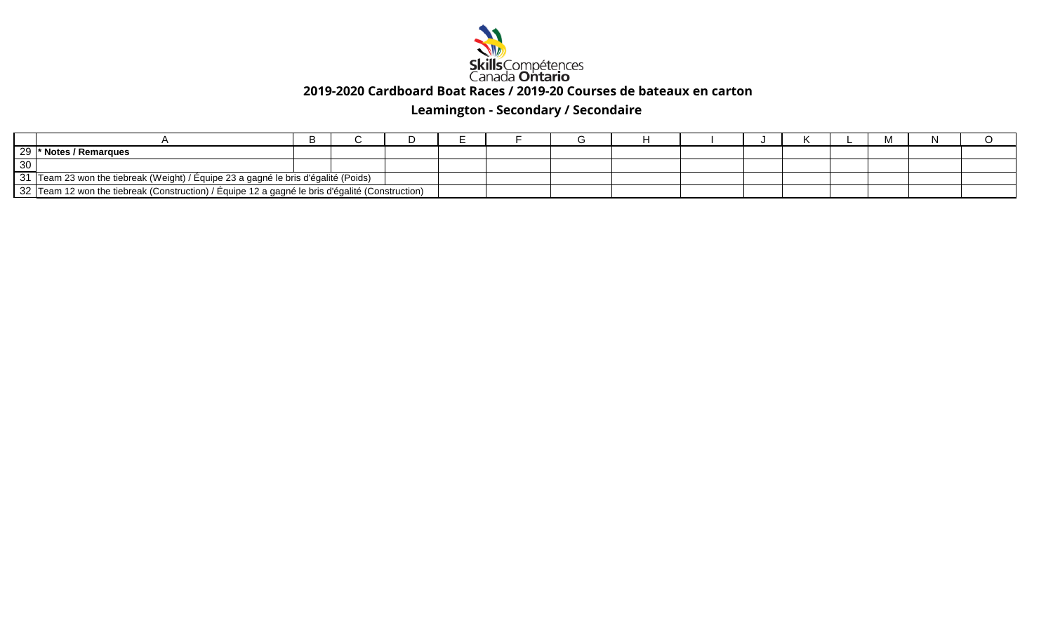## 2019-2020 Cardboard Boat Races / 2019-20 Courses de bateaux en carton

### Leamington - Secondary / Secondaire

| | A | B | C | D | E | F | G | H | I | J | K | L | M | N | O |
|---|---|---|---|---|---|---|---|---|---|---|---|---|---|---|---|
| 29 | **\* Notes / Remarques** | | | | | | | | | | | | | | |
| 30 | | | | | | | | | | | | | | | |
| 31 | Team 23 won the tiebreak (Weight) / Équipe 23 a gagné le bris d'égalité (Poids) | | | | | | | | | | | | | | |
| 32 | Team 12 won the tiebreak (Construction) / Équipe 12 a gagné le bris d'égalité (Construction) | | | | | | | | | | | | | | |